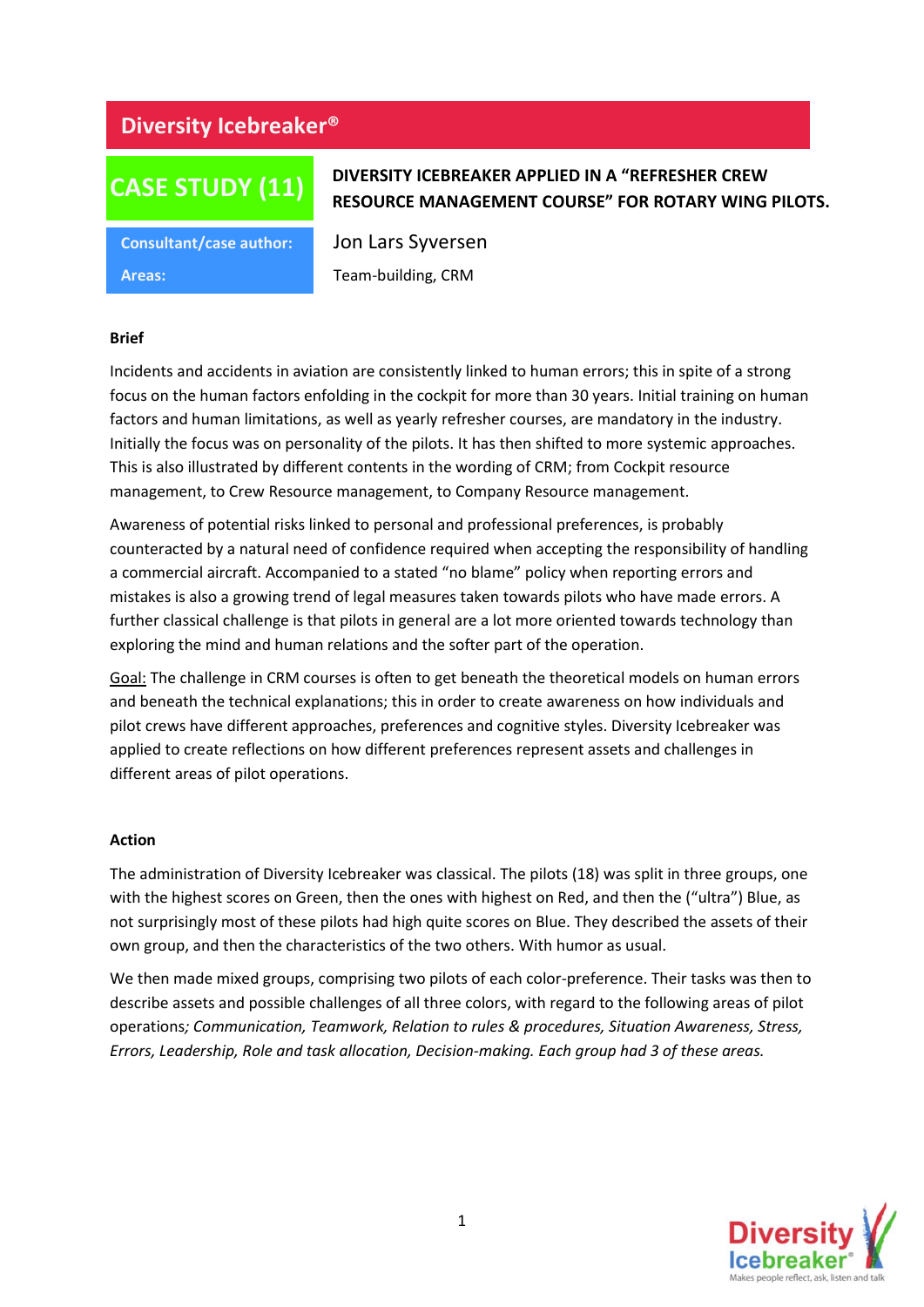# Diversity Icebreaker®

## CASE STUDY (11)

**DIVERSITY ICEBREAKER APPLIED IN A "REFRESHER CREW RESOURCE MANAGEMENT COURSE" FOR ROTARY WING PILOTS.**

| | |
|---|---|
| **Consultant/case author:** | Jon Lars Syversen |
| **Areas:** | Team-building, CRM |

### Brief

Incidents and accidents in aviation are consistently linked to human errors; this in spite of a strong focus on the human factors enfolding in the cockpit for more than 30 years. Initial training on human factors and human limitations, as well as yearly refresher courses, are mandatory in the industry. Initially the focus was on personality of the pilots. It has then shifted to more systemic approaches. This is also illustrated by different contents in the wording of CRM; from Cockpit resource management, to Crew Resource management, to Company Resource management.

Awareness of potential risks linked to personal and professional preferences, is probably counteracted by a natural need of confidence required when accepting the responsibility of handling a commercial aircraft. Accompanied to a stated "no blame" policy when reporting errors and mistakes is also a growing trend of legal measures taken towards pilots who have made errors. A further classical challenge is that pilots in general are a lot more oriented towards technology than exploring the mind and human relations and the softer part of the operation.

Goal: The challenge in CRM courses is often to get beneath the theoretical models on human errors and beneath the technical explanations; this in order to create awareness on how individuals and pilot crews have different approaches, preferences and cognitive styles. Diversity Icebreaker was applied to create reflections on how different preferences represent assets and challenges in different areas of pilot operations.

### Action

The administration of Diversity Icebreaker was classical. The pilots (18) was split in three groups, one with the highest scores on Green, then the ones with highest on Red, and then the ("ultra") Blue, as not surprisingly most of these pilots had high quite scores on Blue. They described the assets of their own group, and then the characteristics of the two others. With humor as usual.

We then made mixed groups, comprising two pilots of each color-preference. Their tasks was then to describe assets and possible challenges of all three colors, with regard to the following areas of pilot operations*; Communication, Teamwork, Relation to rules & procedures, Situation Awareness, Stress, Errors, Leadership, Role and task allocation, Decision-making. Each group had 3 of these areas.*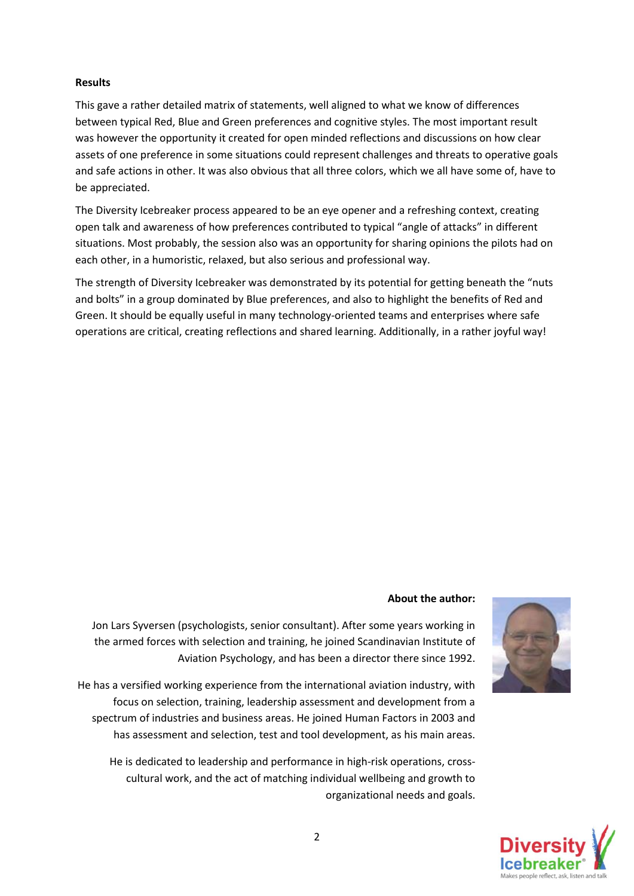**Results**

This gave a rather detailed matrix of statements, well aligned to what we know of differences between typical Red, Blue and Green preferences and cognitive styles. The most important result was however the opportunity it created for open minded reflections and discussions on how clear assets of one preference in some situations could represent challenges and threats to operative goals and safe actions in other. It was also obvious that all three colors, which we all have some of, have to be appreciated.

The Diversity Icebreaker process appeared to be an eye opener and a refreshing context, creating open talk and awareness of how preferences contributed to typical "angle of attacks" in different situations. Most probably, the session also was an opportunity for sharing opinions the pilots had on each other, in a humoristic, relaxed, but also serious and professional way.

The strength of Diversity Icebreaker was demonstrated by its potential for getting beneath the "nuts and bolts" in a group dominated by Blue preferences, and also to highlight the benefits of Red and Green. It should be equally useful in many technology-oriented teams and enterprises where safe operations are critical, creating reflections and shared learning. Additionally, in a rather joyful way!

**About the author:**

Jon Lars Syversen (psychologists, senior consultant). After some years working in the armed forces with selection and training, he joined Scandinavian Institute of Aviation Psychology, and has been a director there since 1992.

He has a versified working experience from the international aviation industry, with focus on selection, training, leadership assessment and development from a spectrum of industries and business areas. He joined Human Factors in 2003 and has assessment and selection, test and tool development, as his main areas.

He is dedicated to leadership and performance in high-risk operations, cross-cultural work, and the act of matching individual wellbeing and growth to organizational needs and goals.

Diversity Icebreaker®
Makes people reflect, ask, listen and talk